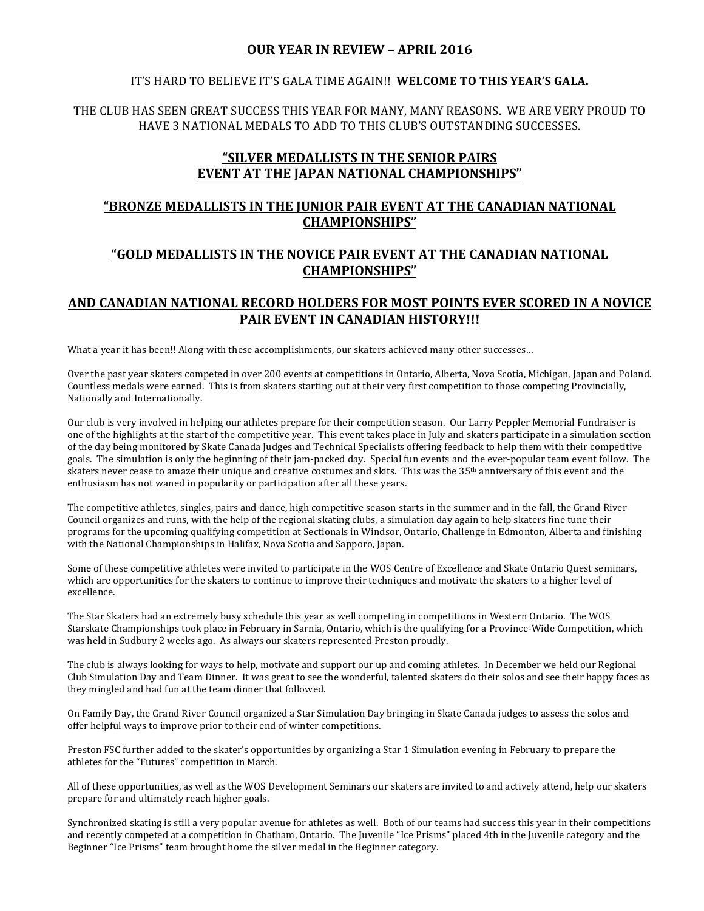# OUR YEAR IN REVIEW – APRIL 2016

IT'S HARD TO BELIEVE IT'S GALA TIME AGAIN!! **WELCOME TO THIS YEAR'S GALA.**

THE CLUB HAS SEEN GREAT SUCCESS THIS YEAR FOR MANY, MANY REASONS. WE ARE VERY PROUD TO HAVE 3 NATIONAL MEDALS TO ADD TO THIS CLUB'S OUTSTANDING SUCCESSES.

## "SILVER MEDALLISTS IN THE SENIOR PAIRS EVENT AT THE JAPAN NATIONAL CHAMPIONSHIPS"

## "BRONZE MEDALLISTS IN THE JUNIOR PAIR EVENT AT THE CANADIAN NATIONAL CHAMPIONSHIPS"

## "GOLD MEDALLISTS IN THE NOVICE PAIR EVENT AT THE CANADIAN NATIONAL CHAMPIONSHIPS"

## AND CANADIAN NATIONAL RECORD HOLDERS FOR MOST POINTS EVER SCORED IN A NOVICE PAIR EVENT IN CANADIAN HISTORY!!!

What a year it has been!! Along with these accomplishments, our skaters achieved many other successes…

Over the past year skaters competed in over 200 events at competitions in Ontario, Alberta, Nova Scotia, Michigan, Japan and Poland. Countless medals were earned. This is from skaters starting out at their very first competition to those competing Provincially, Nationally and Internationally.

Our club is very involved in helping our athletes prepare for their competition season. Our Larry Peppler Memorial Fundraiser is one of the highlights at the start of the competitive year. This event takes place in July and skaters participate in a simulation section of the day being monitored by Skate Canada Judges and Technical Specialists offering feedback to help them with their competitive goals. The simulation is only the beginning of their jam-packed day. Special fun events and the ever-popular team event follow. The skaters never cease to amaze their unique and creative costumes and skits. This was the 35th anniversary of this event and the enthusiasm has not waned in popularity or participation after all these years.

The competitive athletes, singles, pairs and dance, high competitive season starts in the summer and in the fall, the Grand River Council organizes and runs, with the help of the regional skating clubs, a simulation day again to help skaters fine tune their programs for the upcoming qualifying competition at Sectionals in Windsor, Ontario, Challenge in Edmonton, Alberta and finishing with the National Championships in Halifax, Nova Scotia and Sapporo, Japan.

Some of these competitive athletes were invited to participate in the WOS Centre of Excellence and Skate Ontario Quest seminars, which are opportunities for the skaters to continue to improve their techniques and motivate the skaters to a higher level of excellence.

The Star Skaters had an extremely busy schedule this year as well competing in competitions in Western Ontario. The WOS Starskate Championships took place in February in Sarnia, Ontario, which is the qualifying for a Province-Wide Competition, which was held in Sudbury 2 weeks ago. As always our skaters represented Preston proudly.

The club is always looking for ways to help, motivate and support our up and coming athletes. In December we held our Regional Club Simulation Day and Team Dinner. It was great to see the wonderful, talented skaters do their solos and see their happy faces as they mingled and had fun at the team dinner that followed.

On Family Day, the Grand River Council organized a Star Simulation Day bringing in Skate Canada judges to assess the solos and offer helpful ways to improve prior to their end of winter competitions.

Preston FSC further added to the skater's opportunities by organizing a Star 1 Simulation evening in February to prepare the athletes for the "Futures" competition in March.

All of these opportunities, as well as the WOS Development Seminars our skaters are invited to and actively attend, help our skaters prepare for and ultimately reach higher goals.

Synchronized skating is still a very popular avenue for athletes as well. Both of our teams had success this year in their competitions and recently competed at a competition in Chatham, Ontario. The Juvenile "Ice Prisms" placed 4th in the Juvenile category and the Beginner "Ice Prisms" team brought home the silver medal in the Beginner category.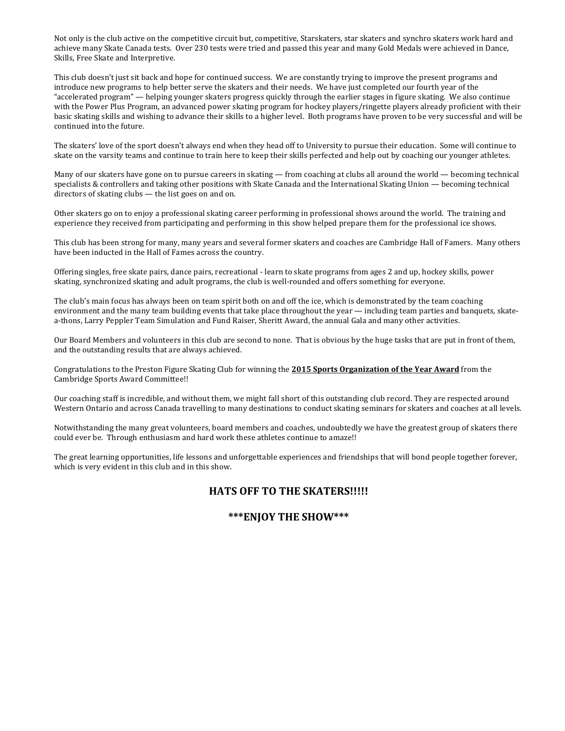Not only is the club active on the competitive circuit but, competitive, Starskaters, star skaters and synchro skaters work hard and achieve many Skate Canada tests. Over 230 tests were tried and passed this year and many Gold Medals were achieved in Dance, Skills, Free Skate and Interpretive.

This club doesn't just sit back and hope for continued success. We are constantly trying to improve the present programs and introduce new programs to help better serve the skaters and their needs. We have just completed our fourth year of the "accelerated program" — helping younger skaters progress quickly through the earlier stages in figure skating. We also continue with the Power Plus Program, an advanced power skating program for hockey players/ringette players already proficient with their basic skating skills and wishing to advance their skills to a higher level. Both programs have proven to be very successful and will be continued into the future.

The skaters' love of the sport doesn't always end when they head off to University to pursue their education. Some will continue to skate on the varsity teams and continue to train here to keep their skills perfected and help out by coaching our younger athletes.

Many of our skaters have gone on to pursue careers in skating — from coaching at clubs all around the world — becoming technical specialists & controllers and taking other positions with Skate Canada and the International Skating Union — becoming technical directors of skating clubs — the list goes on and on.

Other skaters go on to enjoy a professional skating career performing in professional shows around the world. The training and experience they received from participating and performing in this show helped prepare them for the professional ice shows.

This club has been strong for many, many years and several former skaters and coaches are Cambridge Hall of Famers. Many others have been inducted in the Hall of Fames across the country.

Offering singles, free skate pairs, dance pairs, recreational - learn to skate programs from ages 2 and up, hockey skills, power skating, synchronized skating and adult programs, the club is well-rounded and offers something for everyone.

The club's main focus has always been on team spirit both on and off the ice, which is demonstrated by the team coaching environment and the many team building events that take place throughout the year — including team parties and banquets, skate-a-thons, Larry Peppler Team Simulation and Fund Raiser, Sheritt Award, the annual Gala and many other activities.

Our Board Members and volunteers in this club are second to none. That is obvious by the huge tasks that are put in front of them, and the outstanding results that are always achieved.

Congratulations to the Preston Figure Skating Club for winning the **2015 Sports Organization of the Year Award** from the Cambridge Sports Award Committee!!

Our coaching staff is incredible, and without them, we might fall short of this outstanding club record. They are respected around Western Ontario and across Canada travelling to many destinations to conduct skating seminars for skaters and coaches at all levels.

Notwithstanding the many great volunteers, board members and coaches, undoubtedly we have the greatest group of skaters there could ever be. Through enthusiasm and hard work these athletes continue to amaze!!

The great learning opportunities, life lessons and unforgettable experiences and friendships that will bond people together forever, which is very evident in this club and in this show.

**HATS OFF TO THE SKATERS!!!!!**

**\*\*\*ENJOY THE SHOW\*\*\***